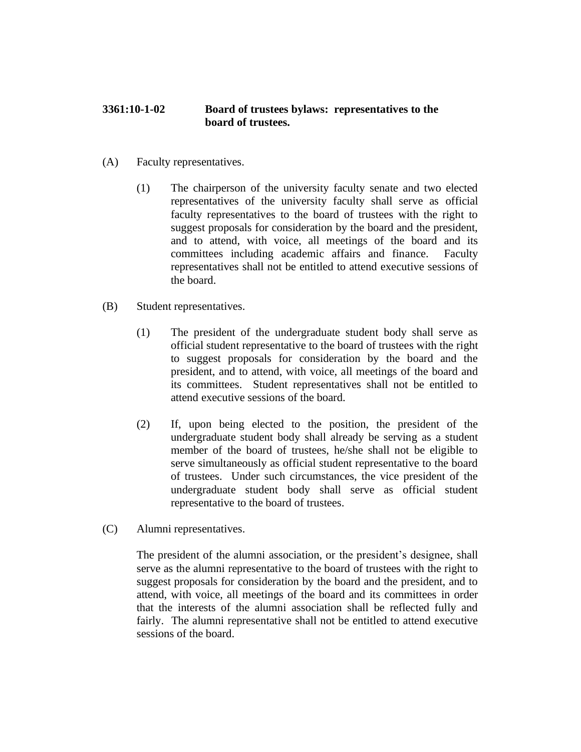**3361:10-1-02 Board of trustees bylaws: representatives to the board of trustees.**

(A) Faculty representatives.

(1) The chairperson of the university faculty senate and two elected representatives of the university faculty shall serve as official faculty representatives to the board of trustees with the right to suggest proposals for consideration by the board and the president, and to attend, with voice, all meetings of the board and its committees including academic affairs and finance. Faculty representatives shall not be entitled to attend executive sessions of the board.

(B) Student representatives.

(1) The president of the undergraduate student body shall serve as official student representative to the board of trustees with the right to suggest proposals for consideration by the board and the president, and to attend, with voice, all meetings of the board and its committees. Student representatives shall not be entitled to attend executive sessions of the board.

(2) If, upon being elected to the position, the president of the undergraduate student body shall already be serving as a student member of the board of trustees, he/she shall not be eligible to serve simultaneously as official student representative to the board of trustees. Under such circumstances, the vice president of the undergraduate student body shall serve as official student representative to the board of trustees.

(C) Alumni representatives.

The president of the alumni association, or the president's designee, shall serve as the alumni representative to the board of trustees with the right to suggest proposals for consideration by the board and the president, and to attend, with voice, all meetings of the board and its committees in order that the interests of the alumni association shall be reflected fully and fairly. The alumni representative shall not be entitled to attend executive sessions of the board.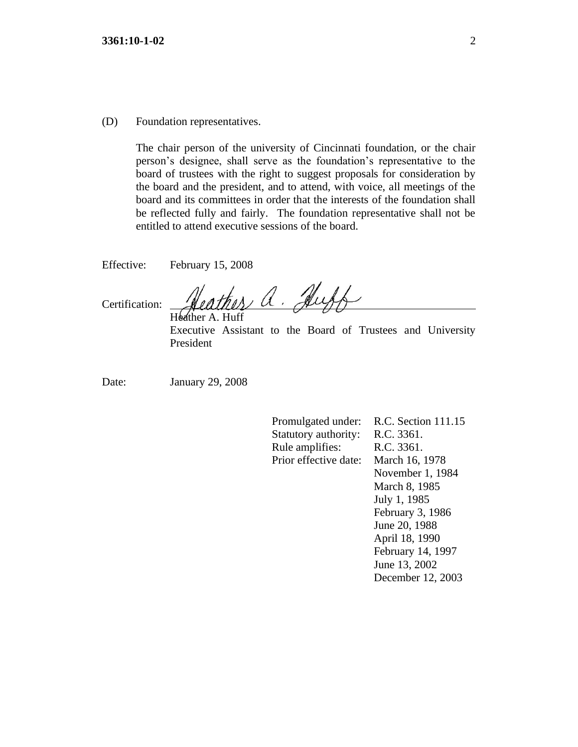(D) Foundation representatives.

The chair person of the university of Cincinnati foundation, or the chair person's designee, shall serve as the foundation's representative to the board of trustees with the right to suggest proposals for consideration by the board and the president, and to attend, with voice, all meetings of the board and its committees in order that the interests of the foundation shall be reflected fully and fairly. The foundation representative shall not be entitled to attend executive sessions of the board.

Effective: February 15, 2008

Certification: Heather A. Huff
Heather A. Huff
Executive Assistant to the Board of Trustees and University President

Date: January 29, 2008

| | |
|---|---|
| Promulgated under: | R.C. Section 111.15 |
| Statutory authority: | R.C. 3361. |
| Rule amplifies: | R.C. 3361. |
| Prior effective date: | March 16, 1978 |
| | November 1, 1984 |
| | March 8, 1985 |
| | July 1, 1985 |
| | February 3, 1986 |
| | June 20, 1988 |
| | April 18, 1990 |
| | February 14, 1997 |
| | June 13, 2002 |
| | December 12, 2003 |